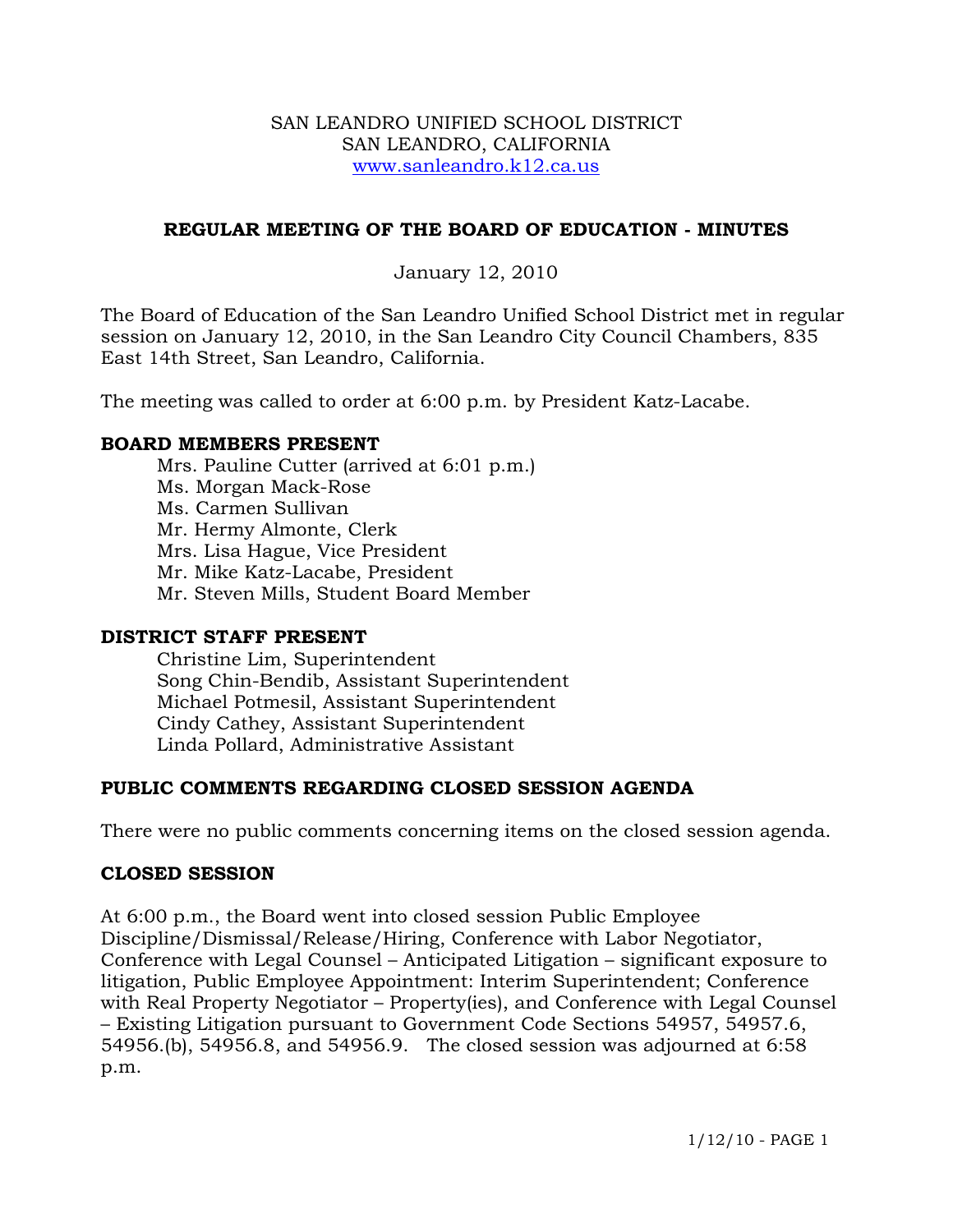SAN LEANDRO UNIFIED SCHOOL DISTRICT
SAN LEANDRO, CALIFORNIA
www.sanleandro.k12.ca.us

## REGULAR MEETING OF THE BOARD OF EDUCATION - MINUTES

January 12, 2010

The Board of Education of the San Leandro Unified School District met in regular session on January 12, 2010, in the San Leandro City Council Chambers, 835 East 14th Street, San Leandro, California.

The meeting was called to order at 6:00 p.m. by President Katz-Lacabe.

### BOARD MEMBERS PRESENT

Mrs. Pauline Cutter (arrived at 6:01 p.m.)
Ms. Morgan Mack-Rose
Ms. Carmen Sullivan
Mr. Hermy Almonte, Clerk
Mrs. Lisa Hague, Vice President
Mr. Mike Katz-Lacabe, President
Mr. Steven Mills, Student Board Member

### DISTRICT STAFF PRESENT

Christine Lim, Superintendent
Song Chin-Bendib, Assistant Superintendent
Michael Potmesil, Assistant Superintendent
Cindy Cathey, Assistant Superintendent
Linda Pollard, Administrative Assistant

### PUBLIC COMMENTS REGARDING CLOSED SESSION AGENDA

There were no public comments concerning items on the closed session agenda.

### CLOSED SESSION

At 6:00 p.m., the Board went into closed session Public Employee Discipline/Dismissal/Release/Hiring, Conference with Labor Negotiator, Conference with Legal Counsel – Anticipated Litigation – significant exposure to litigation, Public Employee Appointment: Interim Superintendent; Conference with Real Property Negotiator – Property(ies), and Conference with Legal Counsel – Existing Litigation pursuant to Government Code Sections 54957, 54957.6, 54956.(b), 54956.8, and 54956.9. The closed session was adjourned at 6:58 p.m.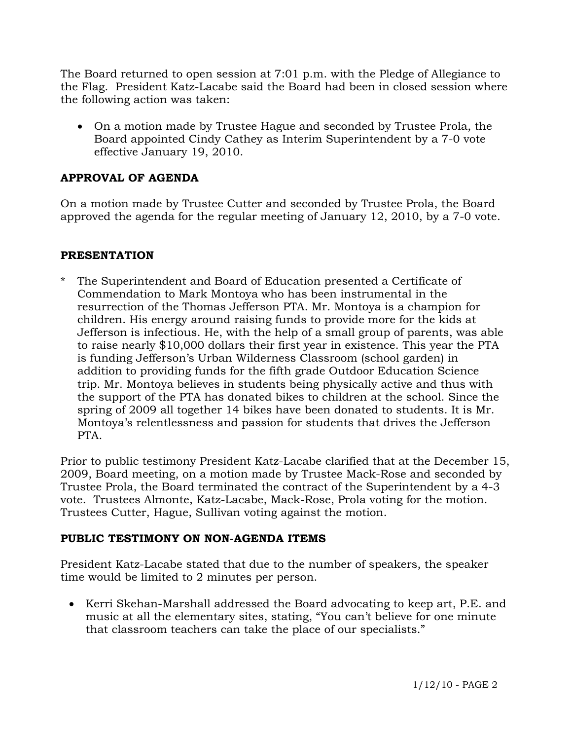The Board returned to open session at 7:01 p.m. with the Pledge of Allegiance to the Flag. President Katz-Lacabe said the Board had been in closed session where the following action was taken:

- On a motion made by Trustee Hague and seconded by Trustee Prola, the Board appointed Cindy Cathey as Interim Superintendent by a 7-0 vote effective January 19, 2010.

**APPROVAL OF AGENDA**

On a motion made by Trustee Cutter and seconded by Trustee Prola, the Board approved the agenda for the regular meeting of January 12, 2010, by a 7-0 vote.

**PRESENTATION**

* The Superintendent and Board of Education presented a Certificate of Commendation to Mark Montoya who has been instrumental in the resurrection of the Thomas Jefferson PTA. Mr. Montoya is a champion for children. His energy around raising funds to provide more for the kids at Jefferson is infectious. He, with the help of a small group of parents, was able to raise nearly $10,000 dollars their first year in existence. This year the PTA is funding Jefferson's Urban Wilderness Classroom (school garden) in addition to providing funds for the fifth grade Outdoor Education Science trip. Mr. Montoya believes in students being physically active and thus with the support of the PTA has donated bikes to children at the school. Since the spring of 2009 all together 14 bikes have been donated to students. It is Mr. Montoya's relentlessness and passion for students that drives the Jefferson PTA.

Prior to public testimony President Katz-Lacabe clarified that at the December 15, 2009, Board meeting, on a motion made by Trustee Mack-Rose and seconded by Trustee Prola, the Board terminated the contract of the Superintendent by a 4-3 vote. Trustees Almonte, Katz-Lacabe, Mack-Rose, Prola voting for the motion. Trustees Cutter, Hague, Sullivan voting against the motion.

**PUBLIC TESTIMONY ON NON-AGENDA ITEMS**

President Katz-Lacabe stated that due to the number of speakers, the speaker time would be limited to 2 minutes per person.

- Kerri Skehan-Marshall addressed the Board advocating to keep art, P.E. and music at all the elementary sites, stating, "You can't believe for one minute that classroom teachers can take the place of our specialists."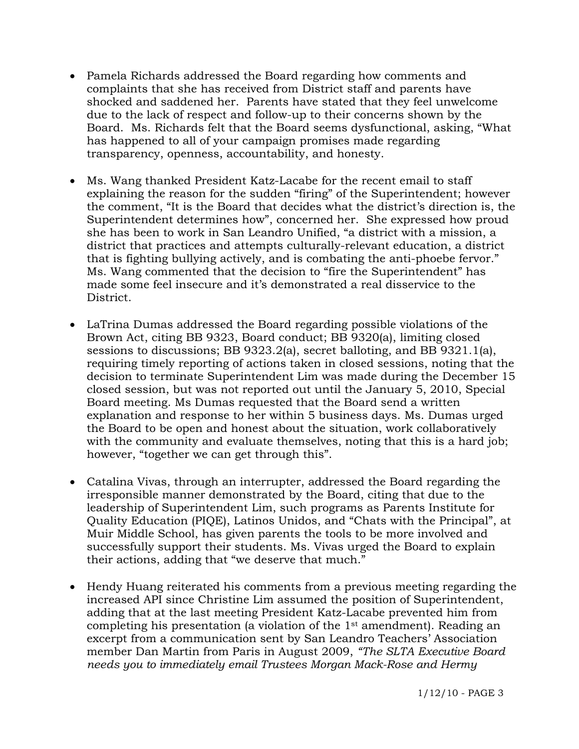- Pamela Richards addressed the Board regarding how comments and complaints that she has received from District staff and parents have shocked and saddened her. Parents have stated that they feel unwelcome due to the lack of respect and follow-up to their concerns shown by the Board. Ms. Richards felt that the Board seems dysfunctional, asking, "What has happened to all of your campaign promises made regarding transparency, openness, accountability, and honesty.

- Ms. Wang thanked President Katz-Lacabe for the recent email to staff explaining the reason for the sudden "firing" of the Superintendent; however the comment, "It is the Board that decides what the district's direction is, the Superintendent determines how", concerned her. She expressed how proud she has been to work in San Leandro Unified, "a district with a mission, a district that practices and attempts culturally-relevant education, a district that is fighting bullying actively, and is combating the anti-phoebe fervor." Ms. Wang commented that the decision to "fire the Superintendent" has made some feel insecure and it's demonstrated a real disservice to the District.

- LaTrina Dumas addressed the Board regarding possible violations of the Brown Act, citing BB 9323, Board conduct; BB 9320(a), limiting closed sessions to discussions; BB 9323.2(a), secret balloting, and BB 9321.1(a), requiring timely reporting of actions taken in closed sessions, noting that the decision to terminate Superintendent Lim was made during the December 15 closed session, but was not reported out until the January 5, 2010, Special Board meeting. Ms Dumas requested that the Board send a written explanation and response to her within 5 business days. Ms. Dumas urged the Board to be open and honest about the situation, work collaboratively with the community and evaluate themselves, noting that this is a hard job; however, "together we can get through this".

- Catalina Vivas, through an interrupter, addressed the Board regarding the irresponsible manner demonstrated by the Board, citing that due to the leadership of Superintendent Lim, such programs as Parents Institute for Quality Education (PIQE), Latinos Unidos, and "Chats with the Principal", at Muir Middle School, has given parents the tools to be more involved and successfully support their students. Ms. Vivas urged the Board to explain their actions, adding that "we deserve that much."

- Hendy Huang reiterated his comments from a previous meeting regarding the increased API since Christine Lim assumed the position of Superintendent, adding that at the last meeting President Katz-Lacabe prevented him from completing his presentation (a violation of the 1st amendment). Reading an excerpt from a communication sent by San Leandro Teachers' Association member Dan Martin from Paris in August 2009, *"The SLTA Executive Board needs you to immediately email Trustees Morgan Mack-Rose and Hermy*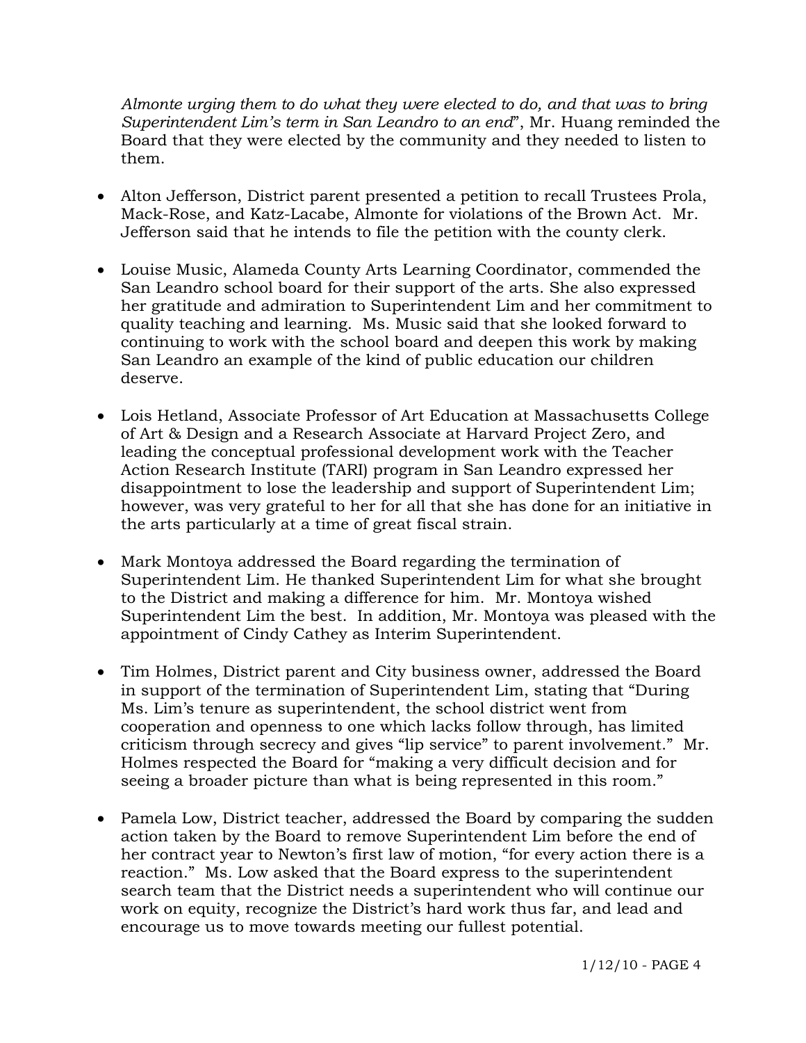*Almonte urging them to do what they were elected to do, and that was to bring Superintendent Lim's term in San Leandro to an end*", Mr. Huang reminded the Board that they were elected by the community and they needed to listen to them.

- Alton Jefferson, District parent presented a petition to recall Trustees Prola, Mack-Rose, and Katz-Lacabe, Almonte for violations of the Brown Act. Mr. Jefferson said that he intends to file the petition with the county clerk.

- Louise Music, Alameda County Arts Learning Coordinator, commended the San Leandro school board for their support of the arts. She also expressed her gratitude and admiration to Superintendent Lim and her commitment to quality teaching and learning. Ms. Music said that she looked forward to continuing to work with the school board and deepen this work by making San Leandro an example of the kind of public education our children deserve.

- Lois Hetland, Associate Professor of Art Education at Massachusetts College of Art & Design and a Research Associate at Harvard Project Zero, and leading the conceptual professional development work with the Teacher Action Research Institute (TARI) program in San Leandro expressed her disappointment to lose the leadership and support of Superintendent Lim; however, was very grateful to her for all that she has done for an initiative in the arts particularly at a time of great fiscal strain.

- Mark Montoya addressed the Board regarding the termination of Superintendent Lim. He thanked Superintendent Lim for what she brought to the District and making a difference for him. Mr. Montoya wished Superintendent Lim the best. In addition, Mr. Montoya was pleased with the appointment of Cindy Cathey as Interim Superintendent.

- Tim Holmes, District parent and City business owner, addressed the Board in support of the termination of Superintendent Lim, stating that "During Ms. Lim's tenure as superintendent, the school district went from cooperation and openness to one which lacks follow through, has limited criticism through secrecy and gives "lip service" to parent involvement." Mr. Holmes respected the Board for "making a very difficult decision and for seeing a broader picture than what is being represented in this room."

- Pamela Low, District teacher, addressed the Board by comparing the sudden action taken by the Board to remove Superintendent Lim before the end of her contract year to Newton's first law of motion, "for every action there is a reaction." Ms. Low asked that the Board express to the superintendent search team that the District needs a superintendent who will continue our work on equity, recognize the District's hard work thus far, and lead and encourage us to move towards meeting our fullest potential.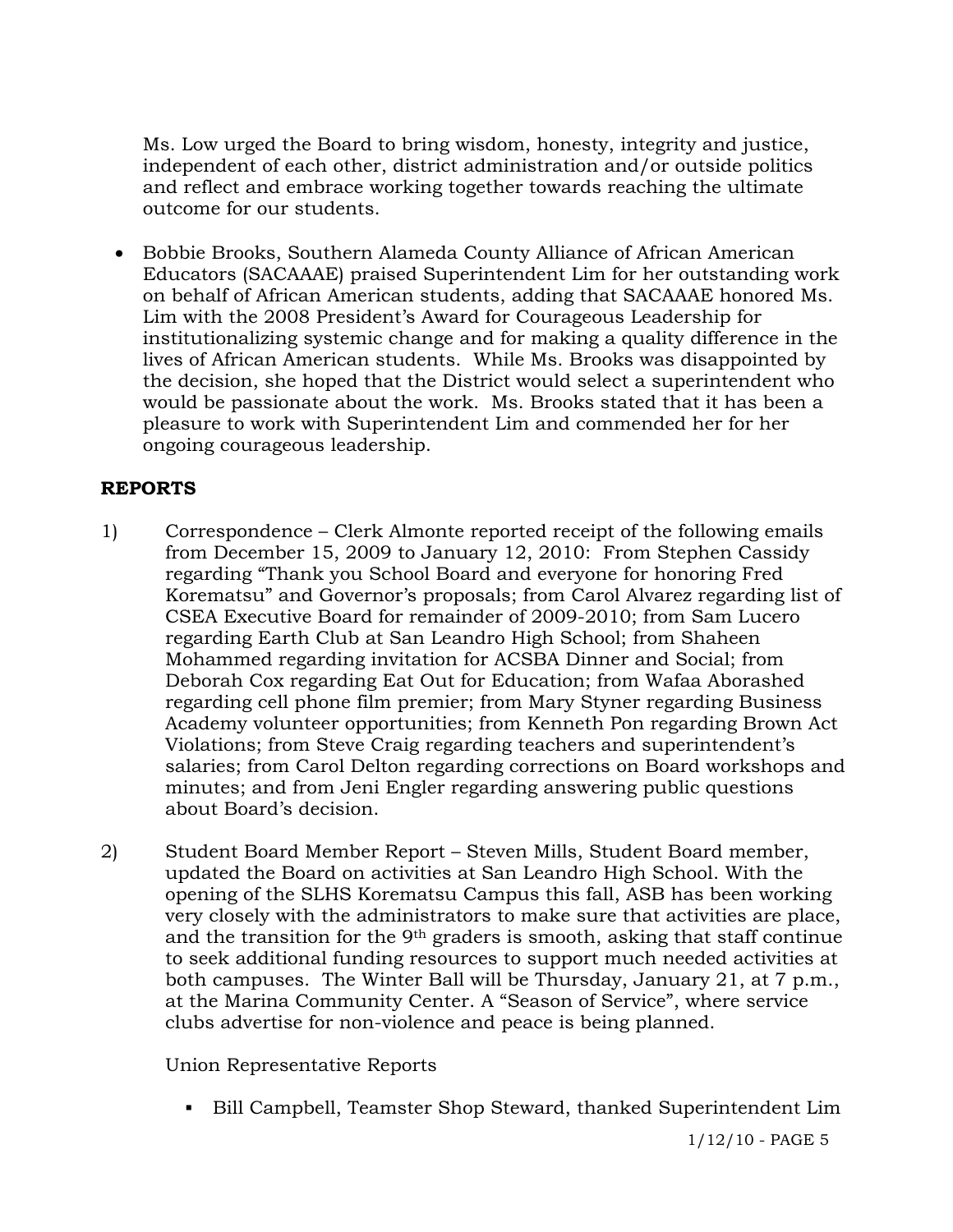Ms. Low urged the Board to bring wisdom, honesty, integrity and justice, independent of each other, district administration and/or outside politics and reflect and embrace working together towards reaching the ultimate outcome for our students.

- Bobbie Brooks, Southern Alameda County Alliance of African American Educators (SACAAAE) praised Superintendent Lim for her outstanding work on behalf of African American students, adding that SACAAAE honored Ms. Lim with the 2008 President's Award for Courageous Leadership for institutionalizing systemic change and for making a quality difference in the lives of African American students. While Ms. Brooks was disappointed by the decision, she hoped that the District would select a superintendent who would be passionate about the work. Ms. Brooks stated that it has been a pleasure to work with Superintendent Lim and commended her for her ongoing courageous leadership.

## REPORTS

1) Correspondence – Clerk Almonte reported receipt of the following emails from December 15, 2009 to January 12, 2010: From Stephen Cassidy regarding "Thank you School Board and everyone for honoring Fred Korematsu" and Governor's proposals; from Carol Alvarez regarding list of CSEA Executive Board for remainder of 2009-2010; from Sam Lucero regarding Earth Club at San Leandro High School; from Shaheen Mohammed regarding invitation for ACSBA Dinner and Social; from Deborah Cox regarding Eat Out for Education; from Wafaa Aborashed regarding cell phone film premier; from Mary Styner regarding Business Academy volunteer opportunities; from Kenneth Pon regarding Brown Act Violations; from Steve Craig regarding teachers and superintendent's salaries; from Carol Delton regarding corrections on Board workshops and minutes; and from Jeni Engler regarding answering public questions about Board's decision.

2) Student Board Member Report – Steven Mills, Student Board member, updated the Board on activities at San Leandro High School. With the opening of the SLHS Korematsu Campus this fall, ASB has been working very closely with the administrators to make sure that activities are place, and the transition for the 9th graders is smooth, asking that staff continue to seek additional funding resources to support much needed activities at both campuses. The Winter Ball will be Thursday, January 21, at 7 p.m., at the Marina Community Center. A "Season of Service", where service clubs advertise for non-violence and peace is being planned.

   Union Representative Reports

   - Bill Campbell, Teamster Shop Steward, thanked Superintendent Lim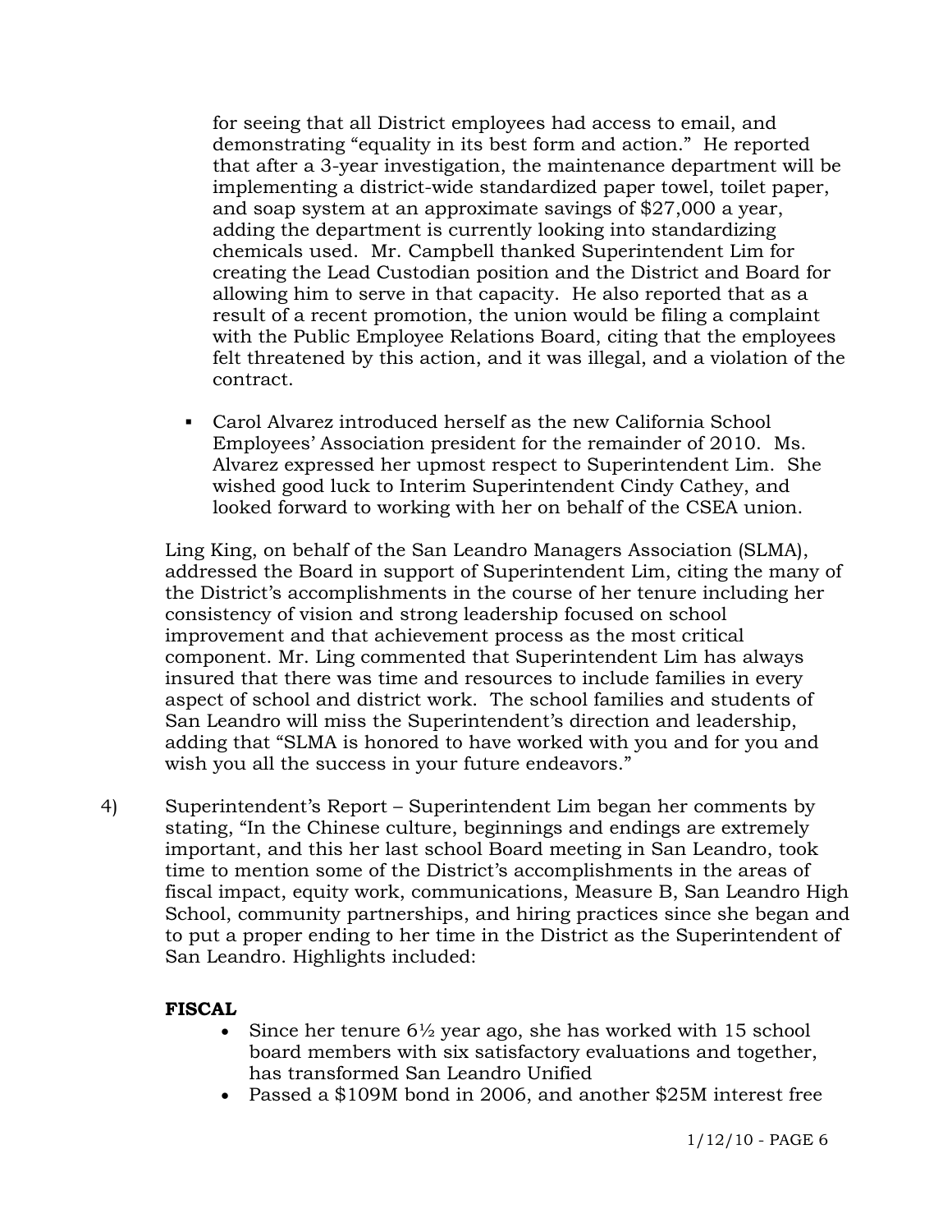for seeing that all District employees had access to email, and demonstrating "equality in its best form and action." He reported that after a 3-year investigation, the maintenance department will be implementing a district-wide standardized paper towel, toilet paper, and soap system at an approximate savings of $27,000 a year, adding the department is currently looking into standardizing chemicals used. Mr. Campbell thanked Superintendent Lim for creating the Lead Custodian position and the District and Board for allowing him to serve in that capacity. He also reported that as a result of a recent promotion, the union would be filing a complaint with the Public Employee Relations Board, citing that the employees felt threatened by this action, and it was illegal, and a violation of the contract.

- Carol Alvarez introduced herself as the new California School Employees' Association president for the remainder of 2010. Ms. Alvarez expressed her upmost respect to Superintendent Lim. She wished good luck to Interim Superintendent Cindy Cathey, and looked forward to working with her on behalf of the CSEA union.

Ling King, on behalf of the San Leandro Managers Association (SLMA), addressed the Board in support of Superintendent Lim, citing the many of the District's accomplishments in the course of her tenure including her consistency of vision and strong leadership focused on school improvement and that achievement process as the most critical component. Mr. Ling commented that Superintendent Lim has always insured that there was time and resources to include families in every aspect of school and district work. The school families and students of San Leandro will miss the Superintendent's direction and leadership, adding that "SLMA is honored to have worked with you and for you and wish you all the success in your future endeavors."

4) Superintendent's Report – Superintendent Lim began her comments by stating, "In the Chinese culture, beginnings and endings are extremely important, and this her last school Board meeting in San Leandro, took time to mention some of the District's accomplishments in the areas of fiscal impact, equity work, communications, Measure B, San Leandro High School, community partnerships, and hiring practices since she began and to put a proper ending to her time in the District as the Superintendent of San Leandro. Highlights included:

**FISCAL**

- Since her tenure 6½ year ago, she has worked with 15 school board members with six satisfactory evaluations and together, has transformed San Leandro Unified
- Passed a $109M bond in 2006, and another $25M interest free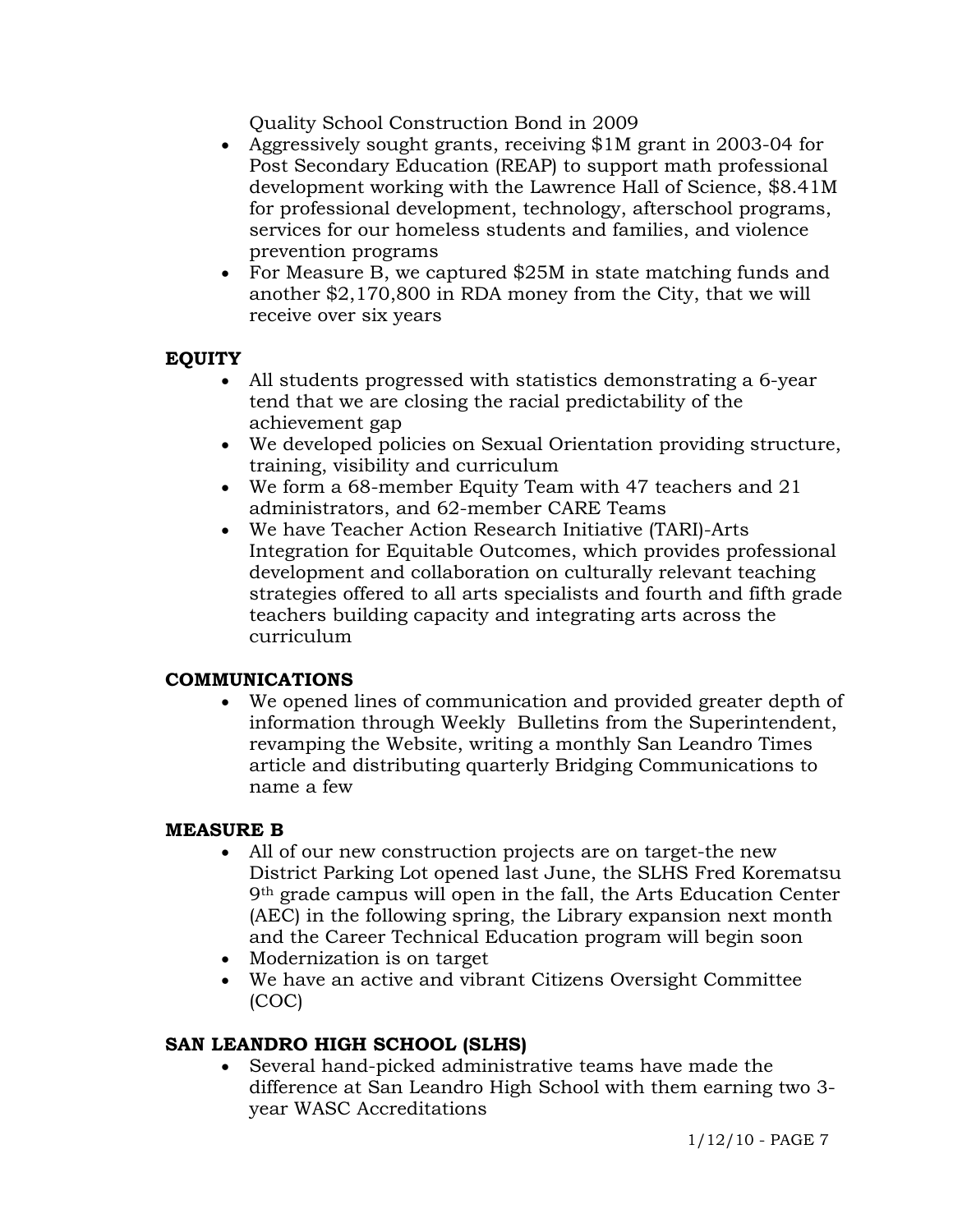Quality School Construction Bond in 2009

- Aggressively sought grants, receiving $1M grant in 2003-04 for Post Secondary Education (REAP) to support math professional development working with the Lawrence Hall of Science, $8.41M for professional development, technology, afterschool programs, services for our homeless students and families, and violence prevention programs
- For Measure B, we captured $25M in state matching funds and another $2,170,800 in RDA money from the City, that we will receive over six years

**EQUITY**

- All students progressed with statistics demonstrating a 6-year tend that we are closing the racial predictability of the achievement gap
- We developed policies on Sexual Orientation providing structure, training, visibility and curriculum
- We form a 68-member Equity Team with 47 teachers and 21 administrators, and 62-member CARE Teams
- We have Teacher Action Research Initiative (TARI)-Arts Integration for Equitable Outcomes, which provides professional development and collaboration on culturally relevant teaching strategies offered to all arts specialists and fourth and fifth grade teachers building capacity and integrating arts across the curriculum

**COMMUNICATIONS**

- We opened lines of communication and provided greater depth of information through Weekly Bulletins from the Superintendent, revamping the Website, writing a monthly San Leandro Times article and distributing quarterly Bridging Communications to name a few

**MEASURE B**

- All of our new construction projects are on target-the new District Parking Lot opened last June, the SLHS Fred Korematsu 9th grade campus will open in the fall, the Arts Education Center (AEC) in the following spring, the Library expansion next month and the Career Technical Education program will begin soon
- Modernization is on target
- We have an active and vibrant Citizens Oversight Committee (COC)

**SAN LEANDRO HIGH SCHOOL (SLHS)**

- Several hand-picked administrative teams have made the difference at San Leandro High School with them earning two 3-year WASC Accreditations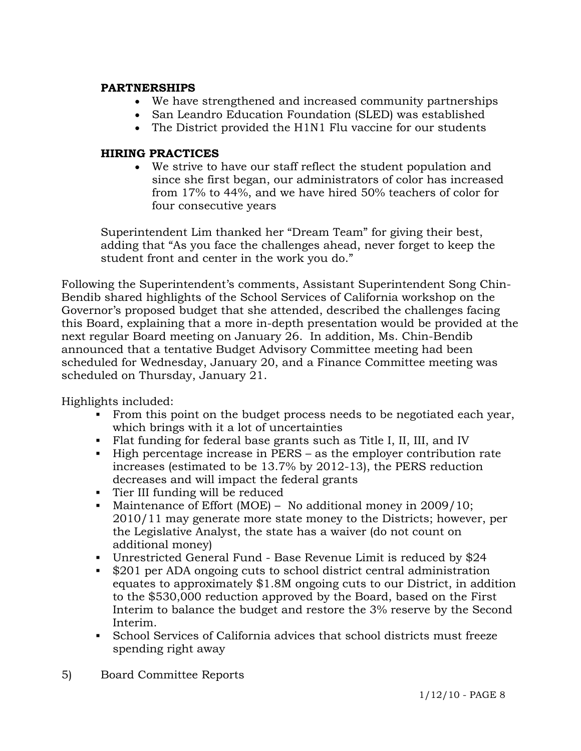**PARTNERSHIPS**

- We have strengthened and increased community partnerships
- San Leandro Education Foundation (SLED) was established
- The District provided the H1N1 Flu vaccine for our students

**HIRING PRACTICES**

- We strive to have our staff reflect the student population and since she first began, our administrators of color has increased from 17% to 44%, and we have hired 50% teachers of color for four consecutive years

Superintendent Lim thanked her "Dream Team" for giving their best, adding that "As you face the challenges ahead, never forget to keep the student front and center in the work you do."

Following the Superintendent's comments, Assistant Superintendent Song Chin-Bendib shared highlights of the School Services of California workshop on the Governor's proposed budget that she attended, described the challenges facing this Board, explaining that a more in-depth presentation would be provided at the next regular Board meeting on January 26. In addition, Ms. Chin-Bendib announced that a tentative Budget Advisory Committee meeting had been scheduled for Wednesday, January 20, and a Finance Committee meeting was scheduled on Thursday, January 21.

Highlights included:

- From this point on the budget process needs to be negotiated each year, which brings with it a lot of uncertainties
- Flat funding for federal base grants such as Title I, II, III, and IV
- High percentage increase in PERS – as the employer contribution rate increases (estimated to be 13.7% by 2012-13), the PERS reduction decreases and will impact the federal grants
- Tier III funding will be reduced
- Maintenance of Effort (MOE) – No additional money in 2009/10; 2010/11 may generate more state money to the Districts; however, per the Legislative Analyst, the state has a waiver (do not count on additional money)
- Unrestricted General Fund - Base Revenue Limit is reduced by $24
- $201 per ADA ongoing cuts to school district central administration equates to approximately $1.8M ongoing cuts to our District, in addition to the $530,000 reduction approved by the Board, based on the First Interim to balance the budget and restore the 3% reserve by the Second Interim.
- School Services of California advices that school districts must freeze spending right away

5) Board Committee Reports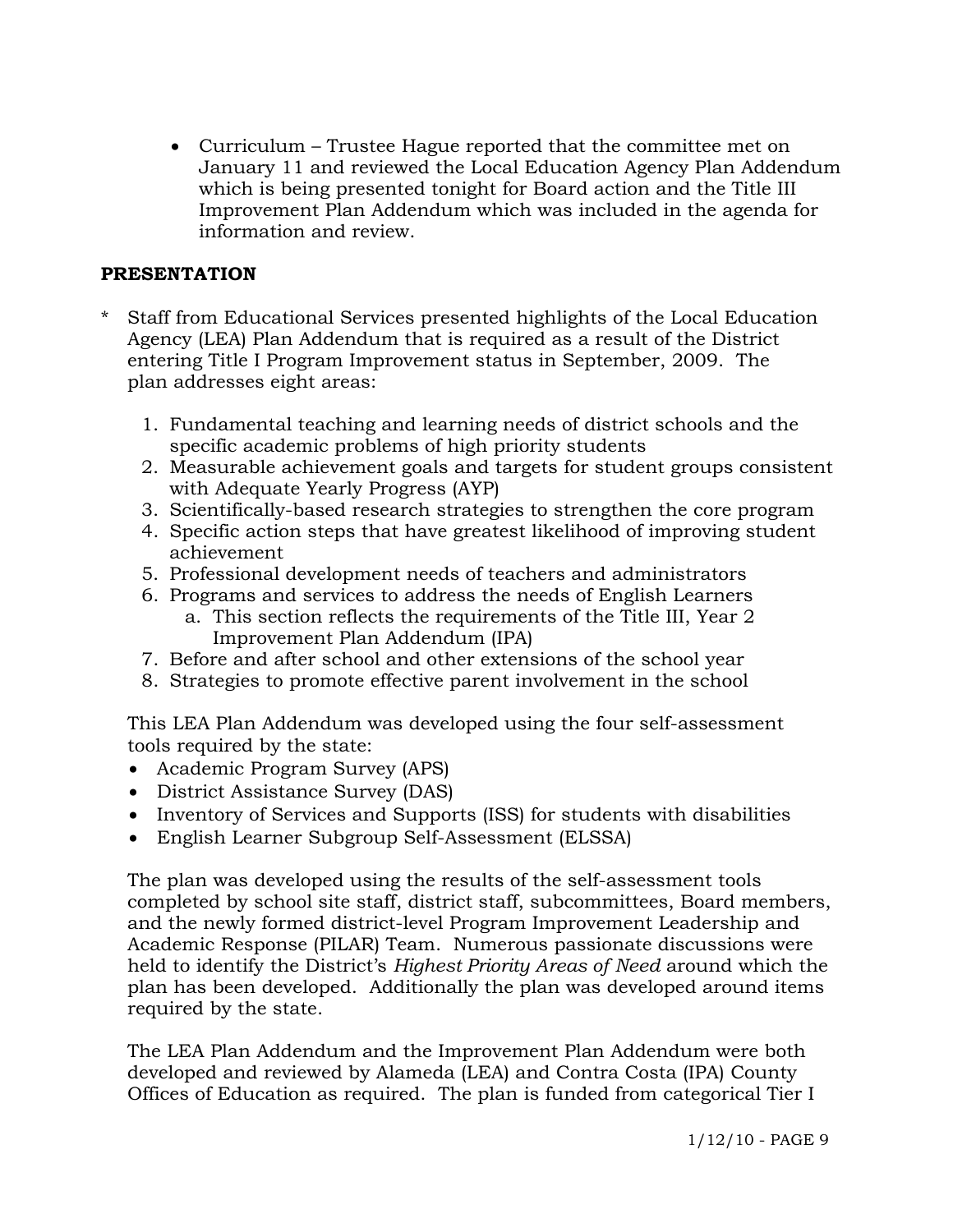- Curriculum – Trustee Hague reported that the committee met on January 11 and reviewed the Local Education Agency Plan Addendum which is being presented tonight for Board action and the Title III Improvement Plan Addendum which was included in the agenda for information and review.

**PRESENTATION**

* Staff from Educational Services presented highlights of the Local Education Agency (LEA) Plan Addendum that is required as a result of the District entering Title I Program Improvement status in September, 2009. The plan addresses eight areas:

  1. Fundamental teaching and learning needs of district schools and the specific academic problems of high priority students
  2. Measurable achievement goals and targets for student groups consistent with Adequate Yearly Progress (AYP)
  3. Scientifically-based research strategies to strengthen the core program
  4. Specific action steps that have greatest likelihood of improving student achievement
  5. Professional development needs of teachers and administrators
  6. Programs and services to address the needs of English Learners
     a. This section reflects the requirements of the Title III, Year 2 Improvement Plan Addendum (IPA)
  7. Before and after school and other extensions of the school year
  8. Strategies to promote effective parent involvement in the school

  This LEA Plan Addendum was developed using the four self-assessment tools required by the state:

  - Academic Program Survey (APS)
  - District Assistance Survey (DAS)
  - Inventory of Services and Supports (ISS) for students with disabilities
  - English Learner Subgroup Self-Assessment (ELSSA)

  The plan was developed using the results of the self-assessment tools completed by school site staff, district staff, subcommittees, Board members, and the newly formed district-level Program Improvement Leadership and Academic Response (PILAR) Team. Numerous passionate discussions were held to identify the District's *Highest Priority Areas of Need* around which the plan has been developed. Additionally the plan was developed around items required by the state.

  The LEA Plan Addendum and the Improvement Plan Addendum were both developed and reviewed by Alameda (LEA) and Contra Costa (IPA) County Offices of Education as required. The plan is funded from categorical Tier I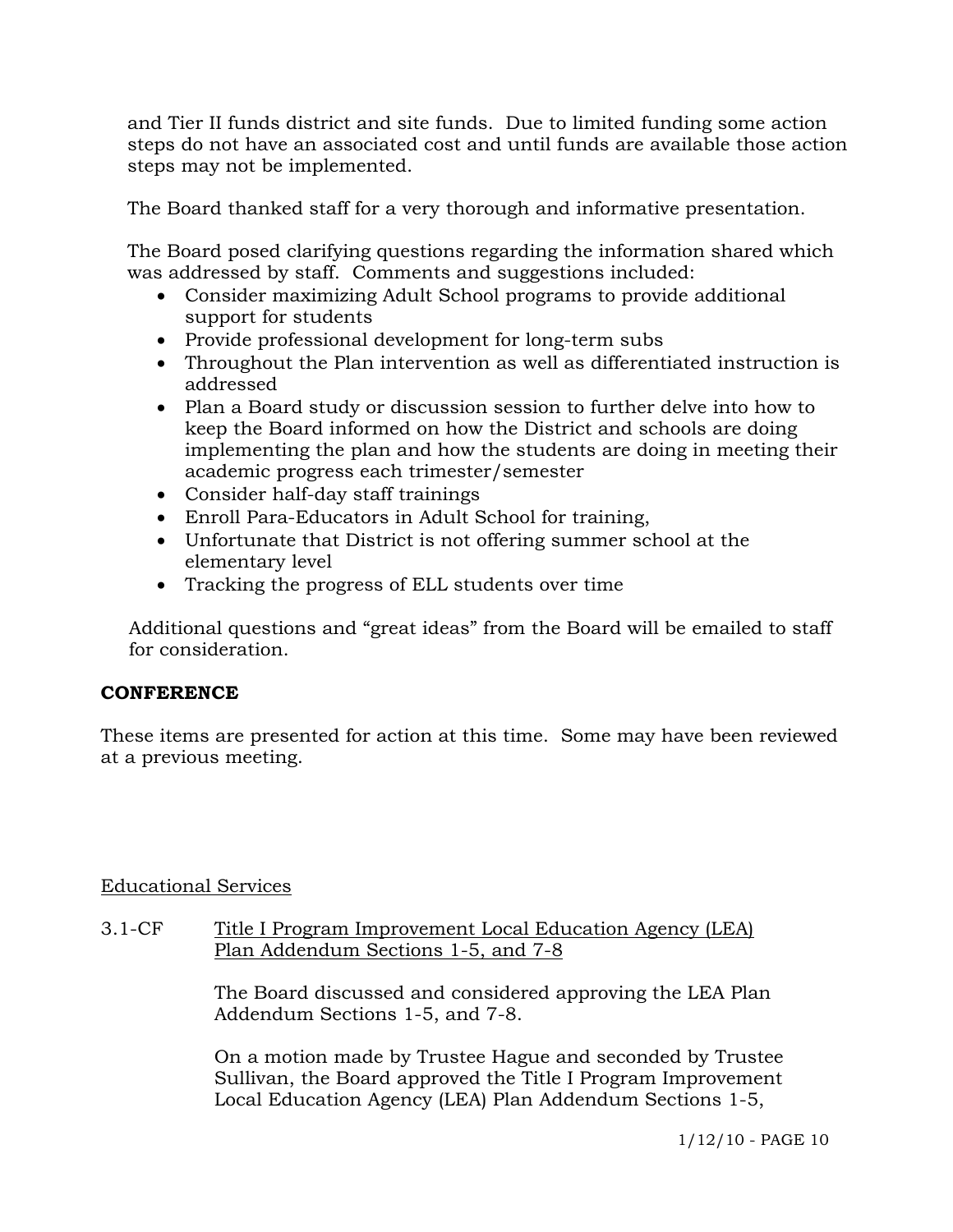and Tier II funds district and site funds. Due to limited funding some action steps do not have an associated cost and until funds are available those action steps may not be implemented.

The Board thanked staff for a very thorough and informative presentation.

The Board posed clarifying questions regarding the information shared which was addressed by staff. Comments and suggestions included:

- Consider maximizing Adult School programs to provide additional support for students
- Provide professional development for long-term subs
- Throughout the Plan intervention as well as differentiated instruction is addressed
- Plan a Board study or discussion session to further delve into how to keep the Board informed on how the District and schools are doing implementing the plan and how the students are doing in meeting their academic progress each trimester/semester
- Consider half-day staff trainings
- Enroll Para-Educators in Adult School for training,
- Unfortunate that District is not offering summer school at the elementary level
- Tracking the progress of ELL students over time

Additional questions and "great ideas" from the Board will be emailed to staff for consideration.

**CONFERENCE**

These items are presented for action at this time. Some may have been reviewed at a previous meeting.

Educational Services

3.1-CF Title I Program Improvement Local Education Agency (LEA) Plan Addendum Sections 1-5, and 7-8

The Board discussed and considered approving the LEA Plan Addendum Sections 1-5, and 7-8.

On a motion made by Trustee Hague and seconded by Trustee Sullivan, the Board approved the Title I Program Improvement Local Education Agency (LEA) Plan Addendum Sections 1-5,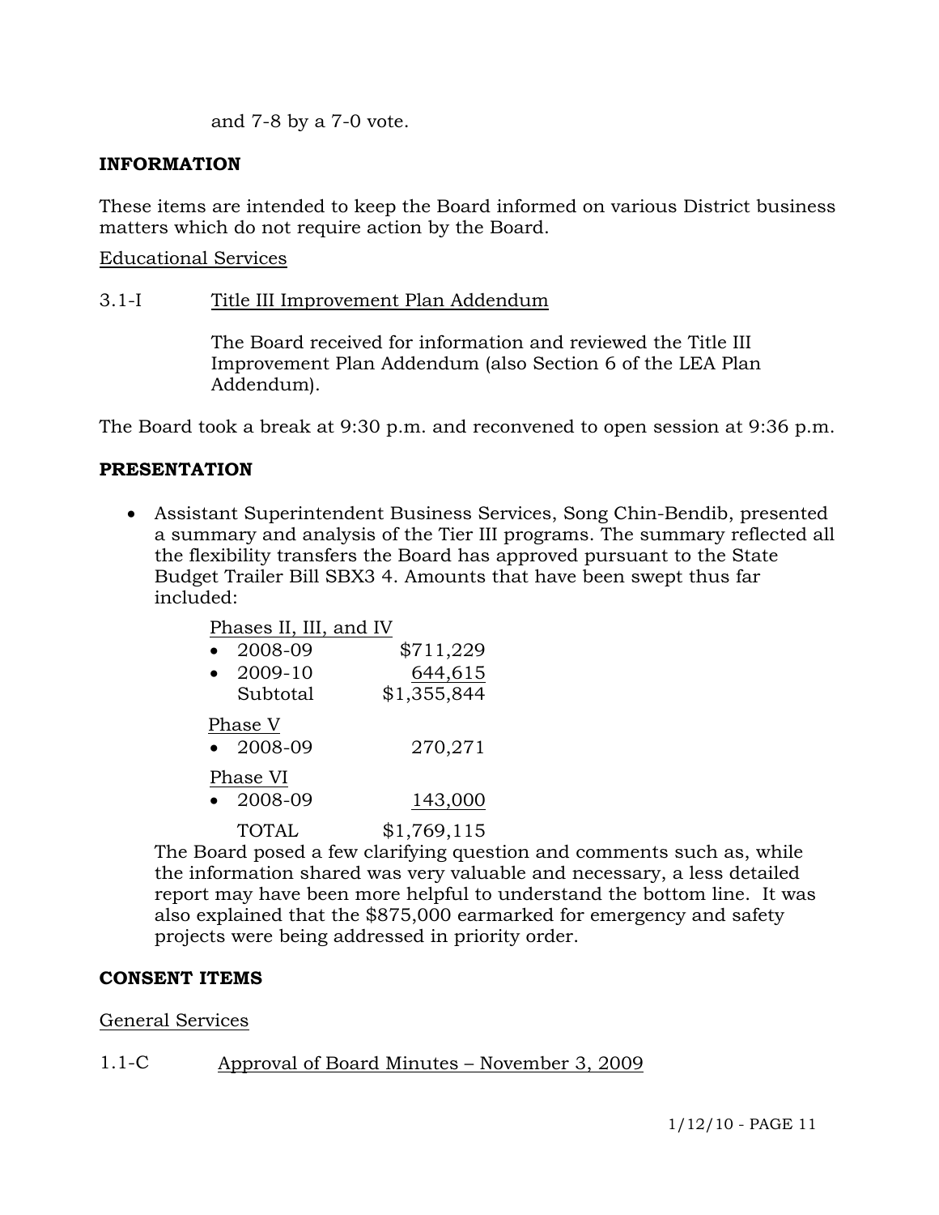and 7-8 by a 7-0 vote.

**INFORMATION**

These items are intended to keep the Board informed on various District business matters which do not require action by the Board.

Educational Services

3.1-I Title III Improvement Plan Addendum

The Board received for information and reviewed the Title III Improvement Plan Addendum (also Section 6 of the LEA Plan Addendum).

The Board took a break at 9:30 p.m. and reconvened to open session at 9:36 p.m.

**PRESENTATION**

- Assistant Superintendent Business Services, Song Chin-Bendib, presented a summary and analysis of the Tier III programs. The summary reflected all the flexibility transfers the Board has approved pursuant to the State Budget Trailer Bill SBX3 4. Amounts that have been swept thus far included:

  Phases II, III, and IV
  - 2008-09 $711,229
  - 2009-10 644,615

  Subtotal $1,355,844

  Phase V
  - 2008-09 270,271

  Phase VI
  - 2008-09 143,000

  TOTAL $1,769,115

  The Board posed a few clarifying question and comments such as, while the information shared was very valuable and necessary, a less detailed report may have been more helpful to understand the bottom line. It was also explained that the $875,000 earmarked for emergency and safety projects were being addressed in priority order.

**CONSENT ITEMS**

General Services

1.1-C Approval of Board Minutes – November 3, 2009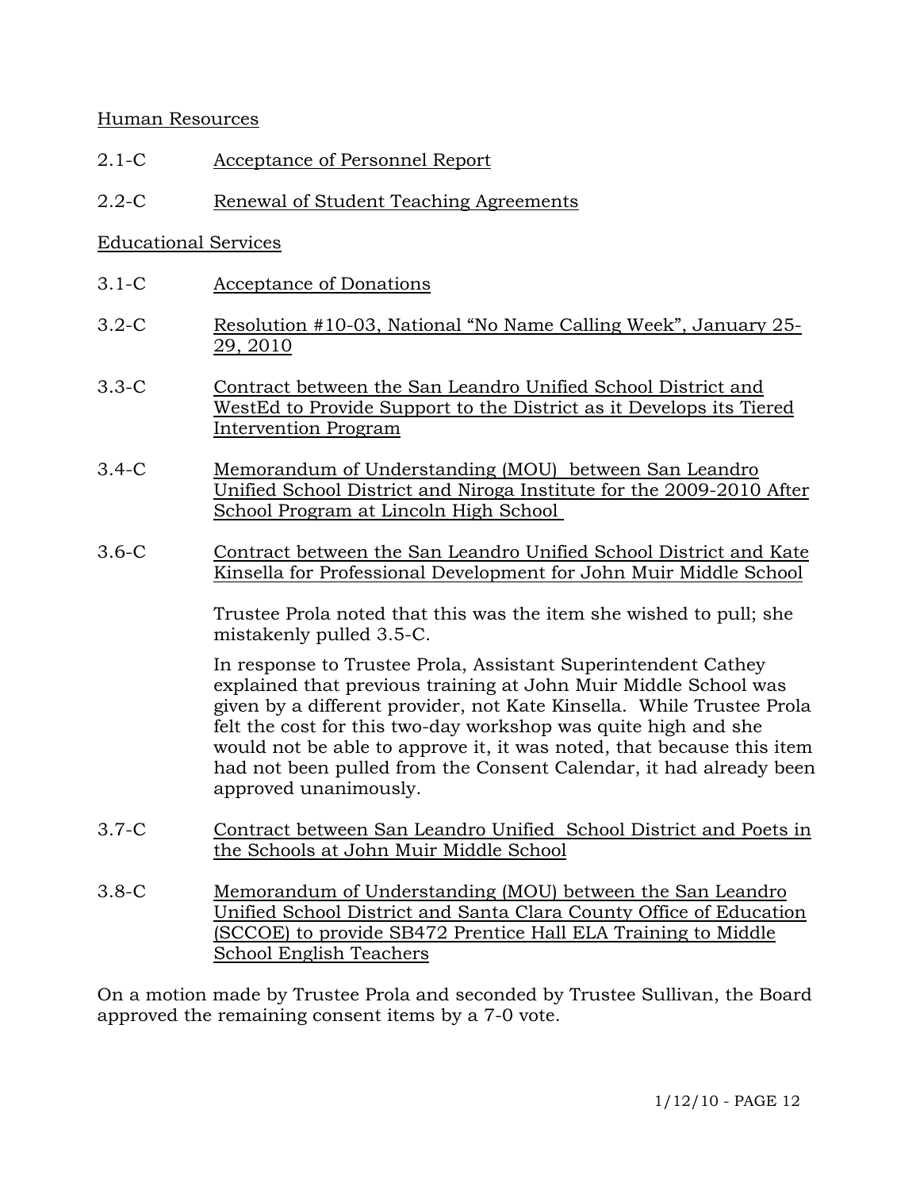Human Resources

2.1-C Acceptance of Personnel Report

2.2-C Renewal of Student Teaching Agreements

Educational Services

3.1-C Acceptance of Donations

3.2-C Resolution #10-03, National "No Name Calling Week", January 25-29, 2010

3.3-C Contract between the San Leandro Unified School District and WestEd to Provide Support to the District as it Develops its Tiered Intervention Program

3.4-C Memorandum of Understanding (MOU) between San Leandro Unified School District and Niroga Institute for the 2009-2010 After School Program at Lincoln High School

3.6-C Contract between the San Leandro Unified School District and Kate Kinsella for Professional Development for John Muir Middle School

Trustee Prola noted that this was the item she wished to pull; she mistakenly pulled 3.5-C.

In response to Trustee Prola, Assistant Superintendent Cathey explained that previous training at John Muir Middle School was given by a different provider, not Kate Kinsella. While Trustee Prola felt the cost for this two-day workshop was quite high and she would not be able to approve it, it was noted, that because this item had not been pulled from the Consent Calendar, it had already been approved unanimously.

3.7-C Contract between San Leandro Unified School District and Poets in the Schools at John Muir Middle School

3.8-C Memorandum of Understanding (MOU) between the San Leandro Unified School District and Santa Clara County Office of Education (SCCOE) to provide SB472 Prentice Hall ELA Training to Middle School English Teachers

On a motion made by Trustee Prola and seconded by Trustee Sullivan, the Board approved the remaining consent items by a 7-0 vote.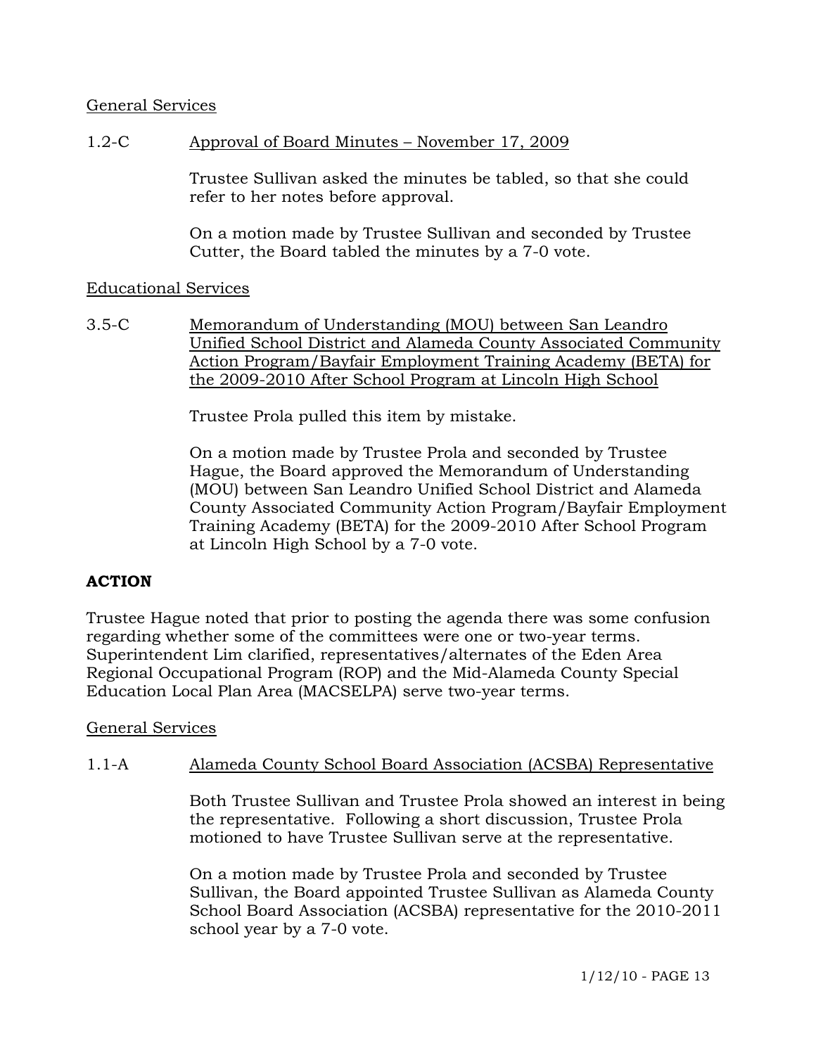General Services

1.2-C Approval of Board Minutes – November 17, 2009

Trustee Sullivan asked the minutes be tabled, so that she could refer to her notes before approval.

On a motion made by Trustee Sullivan and seconded by Trustee Cutter, the Board tabled the minutes by a 7-0 vote.

Educational Services

3.5-C Memorandum of Understanding (MOU) between San Leandro Unified School District and Alameda County Associated Community Action Program/Bayfair Employment Training Academy (BETA) for the 2009-2010 After School Program at Lincoln High School

Trustee Prola pulled this item by mistake.

On a motion made by Trustee Prola and seconded by Trustee Hague, the Board approved the Memorandum of Understanding (MOU) between San Leandro Unified School District and Alameda County Associated Community Action Program/Bayfair Employment Training Academy (BETA) for the 2009-2010 After School Program at Lincoln High School by a 7-0 vote.

**ACTION**

Trustee Hague noted that prior to posting the agenda there was some confusion regarding whether some of the committees were one or two-year terms. Superintendent Lim clarified, representatives/alternates of the Eden Area Regional Occupational Program (ROP) and the Mid-Alameda County Special Education Local Plan Area (MACSELPA) serve two-year terms.

General Services

1.1-A Alameda County School Board Association (ACSBA) Representative

Both Trustee Sullivan and Trustee Prola showed an interest in being the representative. Following a short discussion, Trustee Prola motioned to have Trustee Sullivan serve at the representative.

On a motion made by Trustee Prola and seconded by Trustee Sullivan, the Board appointed Trustee Sullivan as Alameda County School Board Association (ACSBA) representative for the 2010-2011 school year by a 7-0 vote.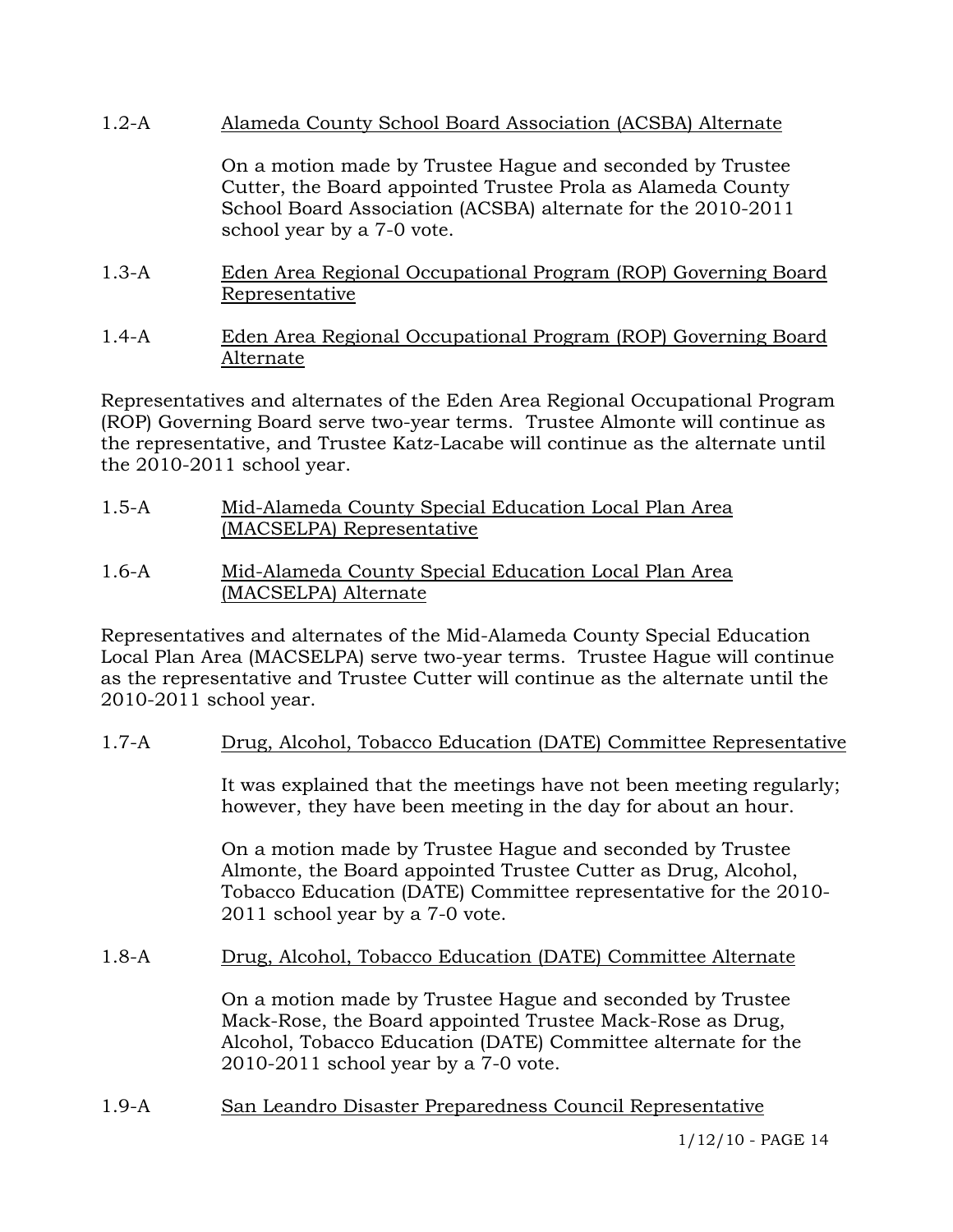1.2-A Alameda County School Board Association (ACSBA) Alternate

On a motion made by Trustee Hague and seconded by Trustee Cutter, the Board appointed Trustee Prola as Alameda County School Board Association (ACSBA) alternate for the 2010-2011 school year by a 7-0 vote.

1.3-A Eden Area Regional Occupational Program (ROP) Governing Board Representative

1.4-A Eden Area Regional Occupational Program (ROP) Governing Board Alternate

Representatives and alternates of the Eden Area Regional Occupational Program (ROP) Governing Board serve two-year terms. Trustee Almonte will continue as the representative, and Trustee Katz-Lacabe will continue as the alternate until the 2010-2011 school year.

1.5-A Mid-Alameda County Special Education Local Plan Area (MACSELPA) Representative

1.6-A Mid-Alameda County Special Education Local Plan Area (MACSELPA) Alternate

Representatives and alternates of the Mid-Alameda County Special Education Local Plan Area (MACSELPA) serve two-year terms. Trustee Hague will continue as the representative and Trustee Cutter will continue as the alternate until the 2010-2011 school year.

1.7-A Drug, Alcohol, Tobacco Education (DATE) Committee Representative

It was explained that the meetings have not been meeting regularly; however, they have been meeting in the day for about an hour.

On a motion made by Trustee Hague and seconded by Trustee Almonte, the Board appointed Trustee Cutter as Drug, Alcohol, Tobacco Education (DATE) Committee representative for the 2010-2011 school year by a 7-0 vote.

1.8-A Drug, Alcohol, Tobacco Education (DATE) Committee Alternate

On a motion made by Trustee Hague and seconded by Trustee Mack-Rose, the Board appointed Trustee Mack-Rose as Drug, Alcohol, Tobacco Education (DATE) Committee alternate for the 2010-2011 school year by a 7-0 vote.

1.9-A San Leandro Disaster Preparedness Council Representative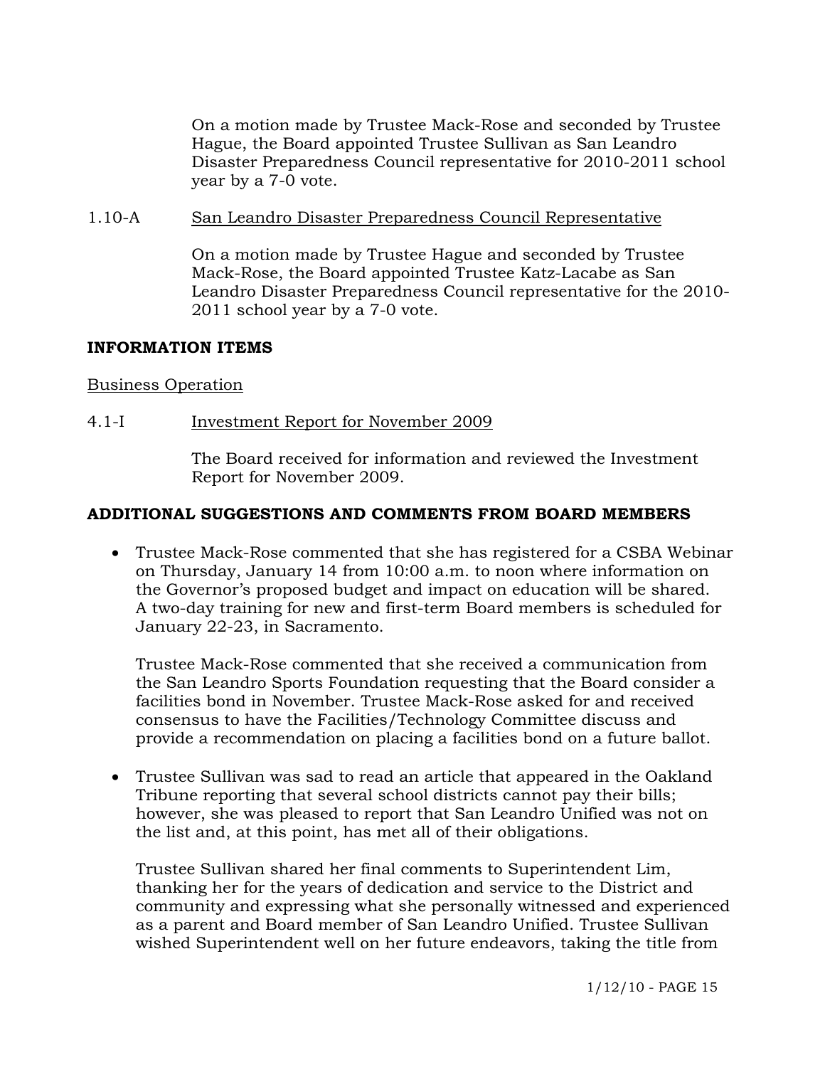On a motion made by Trustee Mack-Rose and seconded by Trustee Hague, the Board appointed Trustee Sullivan as San Leandro Disaster Preparedness Council representative for 2010-2011 school year by a 7-0 vote.

1.10-A San Leandro Disaster Preparedness Council Representative

On a motion made by Trustee Hague and seconded by Trustee Mack-Rose, the Board appointed Trustee Katz-Lacabe as San Leandro Disaster Preparedness Council representative for the 2010-2011 school year by a 7-0 vote.

**INFORMATION ITEMS**

Business Operation

4.1-I Investment Report for November 2009

The Board received for information and reviewed the Investment Report for November 2009.

**ADDITIONAL SUGGESTIONS AND COMMENTS FROM BOARD MEMBERS**

- Trustee Mack-Rose commented that she has registered for a CSBA Webinar on Thursday, January 14 from 10:00 a.m. to noon where information on the Governor's proposed budget and impact on education will be shared. A two-day training for new and first-term Board members is scheduled for January 22-23, in Sacramento.

  Trustee Mack-Rose commented that she received a communication from the San Leandro Sports Foundation requesting that the Board consider a facilities bond in November. Trustee Mack-Rose asked for and received consensus to have the Facilities/Technology Committee discuss and provide a recommendation on placing a facilities bond on a future ballot.

- Trustee Sullivan was sad to read an article that appeared in the Oakland Tribune reporting that several school districts cannot pay their bills; however, she was pleased to report that San Leandro Unified was not on the list and, at this point, has met all of their obligations.

  Trustee Sullivan shared her final comments to Superintendent Lim, thanking her for the years of dedication and service to the District and community and expressing what she personally witnessed and experienced as a parent and Board member of San Leandro Unified. Trustee Sullivan wished Superintendent well on her future endeavors, taking the title from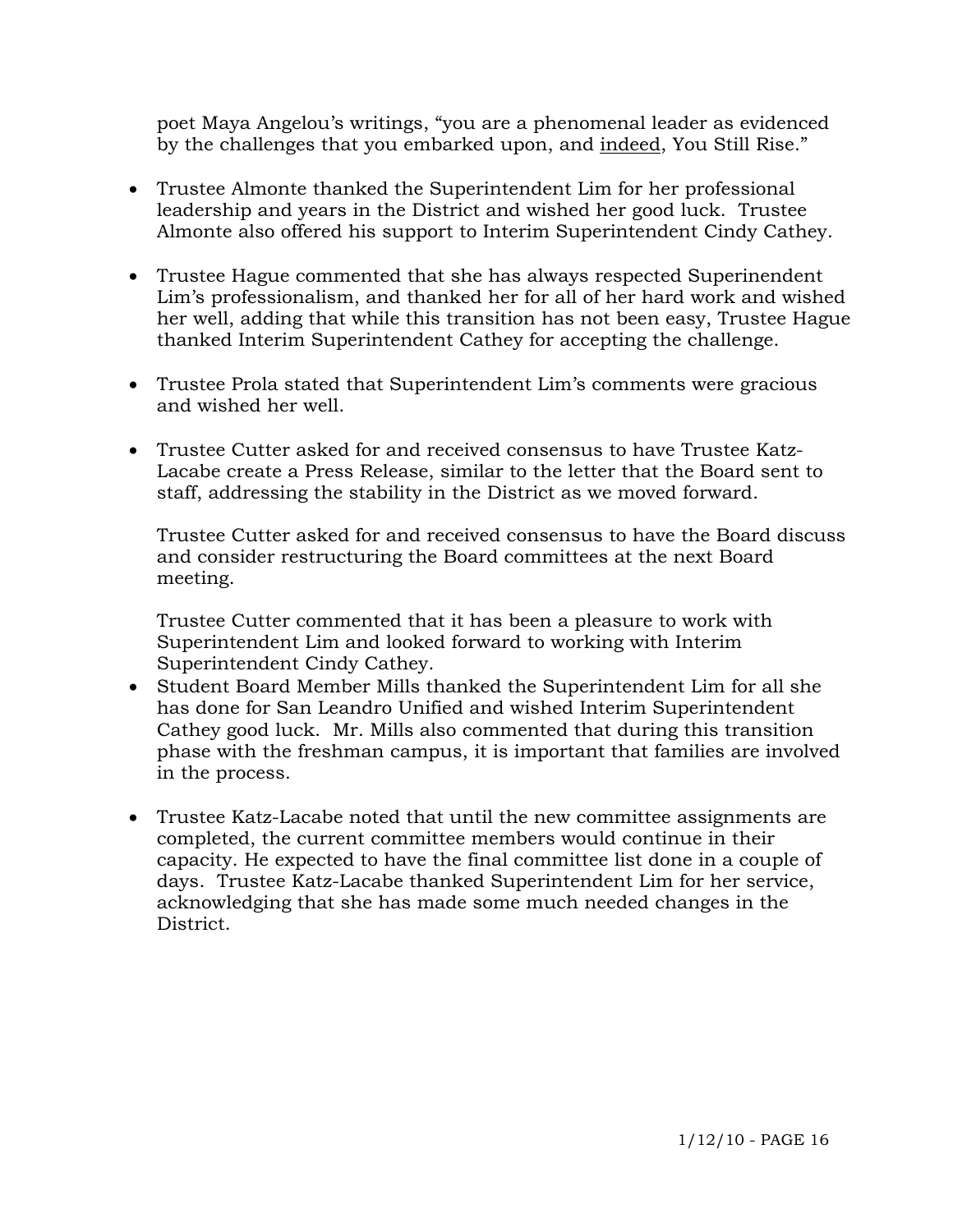poet Maya Angelou's writings, "you are a phenomenal leader as evidenced by the challenges that you embarked upon, and <u>indeed</u>, You Still Rise."

- Trustee Almonte thanked the Superintendent Lim for her professional leadership and years in the District and wished her good luck. Trustee Almonte also offered his support to Interim Superintendent Cindy Cathey.

- Trustee Hague commented that she has always respected Superinendent Lim's professionalism, and thanked her for all of her hard work and wished her well, adding that while this transition has not been easy, Trustee Hague thanked Interim Superintendent Cathey for accepting the challenge.

- Trustee Prola stated that Superintendent Lim's comments were gracious and wished her well.

- Trustee Cutter asked for and received consensus to have Trustee Katz-Lacabe create a Press Release, similar to the letter that the Board sent to staff, addressing the stability in the District as we moved forward.

  Trustee Cutter asked for and received consensus to have the Board discuss and consider restructuring the Board committees at the next Board meeting.

  Trustee Cutter commented that it has been a pleasure to work with Superintendent Lim and looked forward to working with Interim Superintendent Cindy Cathey.
- Student Board Member Mills thanked the Superintendent Lim for all she has done for San Leandro Unified and wished Interim Superintendent Cathey good luck. Mr. Mills also commented that during this transition phase with the freshman campus, it is important that families are involved in the process.

- Trustee Katz-Lacabe noted that until the new committee assignments are completed, the current committee members would continue in their capacity. He expected to have the final committee list done in a couple of days. Trustee Katz-Lacabe thanked Superintendent Lim for her service, acknowledging that she has made some much needed changes in the District.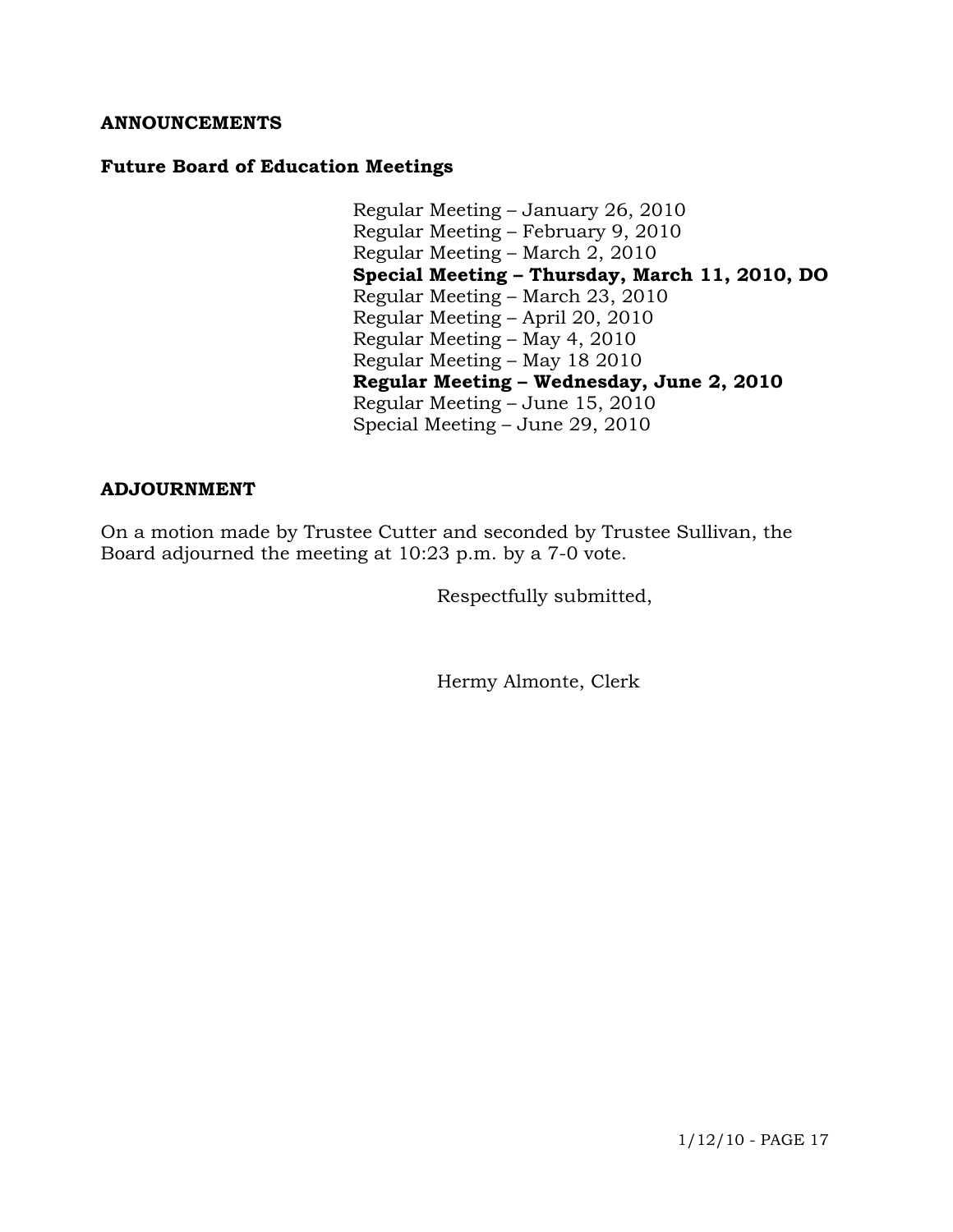## ANNOUNCEMENTS

### Future Board of Education Meetings

Regular Meeting – January 26, 2010
Regular Meeting – February 9, 2010
Regular Meeting – March 2, 2010
**Special Meeting – Thursday, March 11, 2010, DO**
Regular Meeting – March 23, 2010
Regular Meeting – April 20, 2010
Regular Meeting – May 4, 2010
Regular Meeting – May 18 2010
**Regular Meeting – Wednesday, June 2, 2010**
Regular Meeting – June 15, 2010
Special Meeting – June 29, 2010

## ADJOURNMENT

On a motion made by Trustee Cutter and seconded by Trustee Sullivan, the Board adjourned the meeting at 10:23 p.m. by a 7-0 vote.

Respectfully submitted,

Hermy Almonte, Clerk